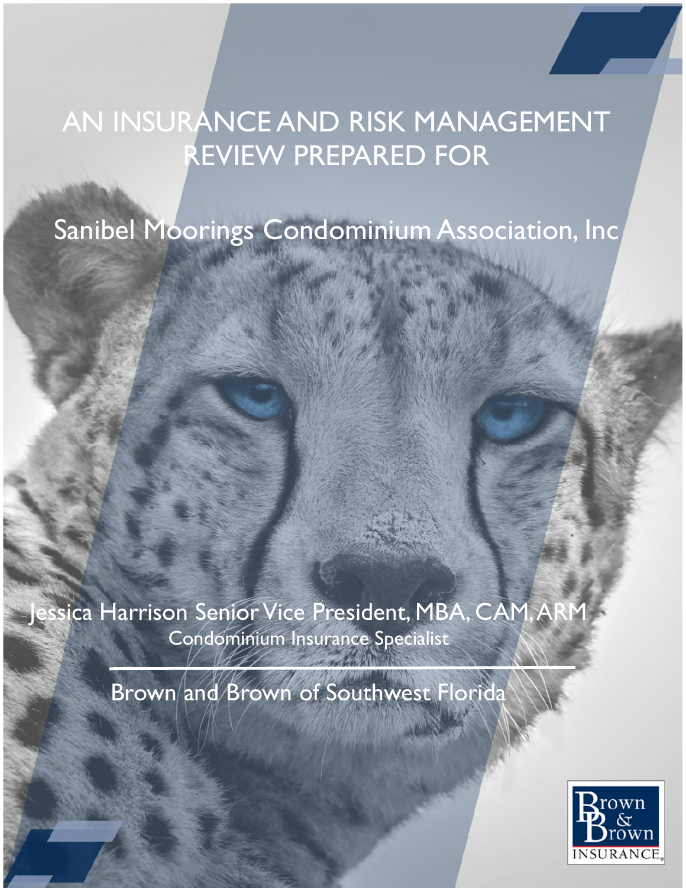# AN INSURANCE AND RISK MANAGEMENT REVIEW PREPARED FOR

## Sanibel Moorings Condominium Association, Inc

Jessica Harrison Senior Vice President, MBA, CAM, ARM

Condominium Insurance Specialist

---

Brown and Brown of Southwest Florida

Brown & Brown INSURANCE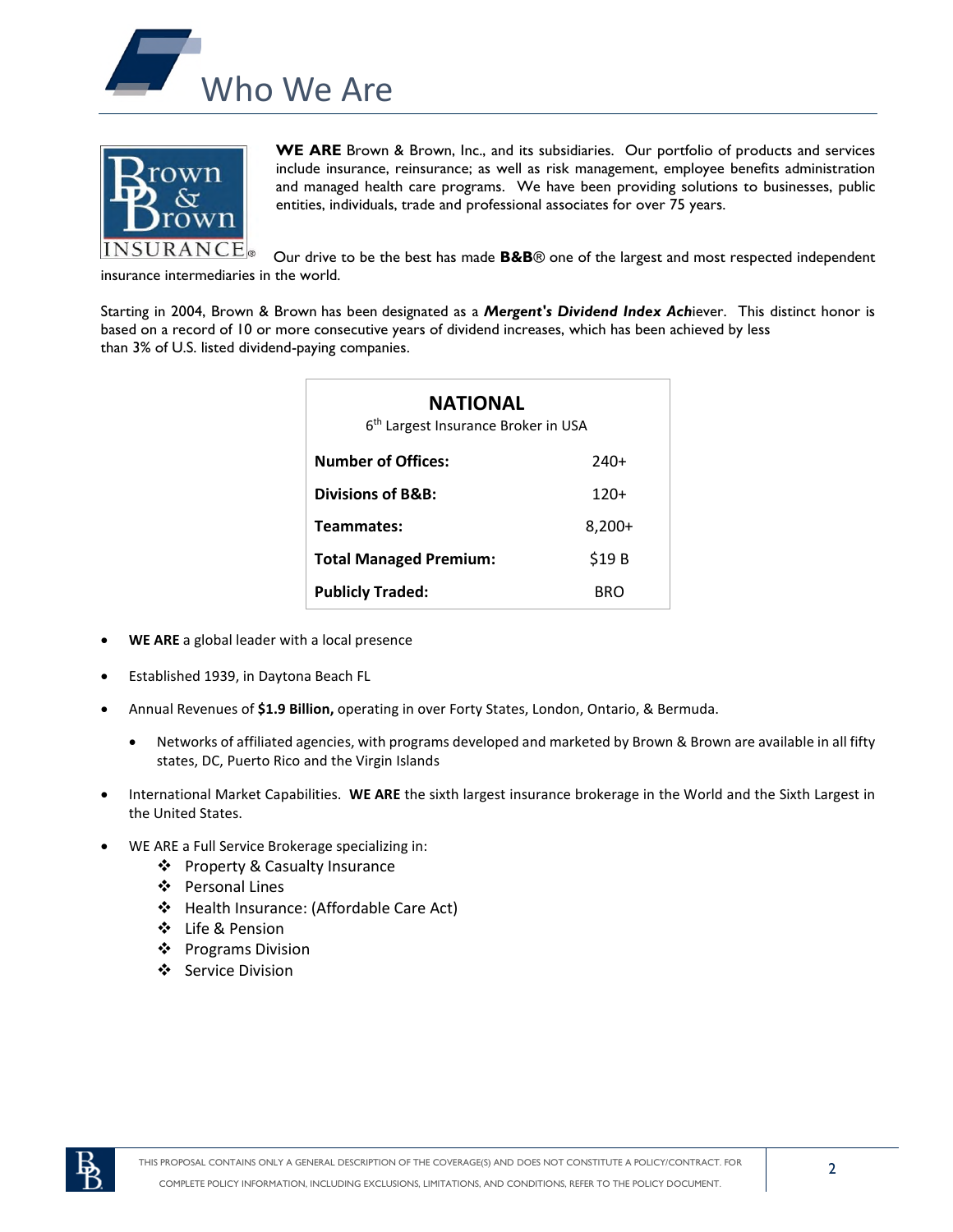# Who We Are

**WE ARE** Brown & Brown, Inc., and its subsidiaries. Our portfolio of products and services include insurance, reinsurance; as well as risk management, employee benefits administration and managed health care programs. We have been providing solutions to businesses, public entities, individuals, trade and professional associates for over 75 years.

Our drive to be the best has made **B&B**® one of the largest and most respected independent insurance intermediaries in the world.

Starting in 2004, Brown & Brown has been designated as a ***Mergent's Dividend Index Ach***iever. This distinct honor is based on a record of 10 or more consecutive years of dividend increases, which has been achieved by less than 3% of U.S. listed dividend-paying companies.

| **NATIONAL**<br>6th Largest Insurance Broker in USA | |
|---|---|
| **Number of Offices:** | 240+ |
| **Divisions of B&B:** | 120+ |
| **Teammates:** | 8,200+ |
| **Total Managed Premium:** | $19 B |
| **Publicly Traded:** | BRO |

- **WE ARE** a global leader with a local presence
- Established 1939, in Daytona Beach FL
- Annual Revenues of **$1.9 Billion,** operating in over Forty States, London, Ontario, & Bermuda.
  - Networks of affiliated agencies, with programs developed and marketed by Brown & Brown are available in all fifty states, DC, Puerto Rico and the Virgin Islands
- International Market Capabilities. **WE ARE** the sixth largest insurance brokerage in the World and the Sixth Largest in the United States.
- WE ARE a Full Service Brokerage specializing in:
  - ❖ Property & Casualty Insurance
  - ❖ Personal Lines
  - ❖ Health Insurance: (Affordable Care Act)
  - ❖ Life & Pension
  - ❖ Programs Division
  - ❖ Service Division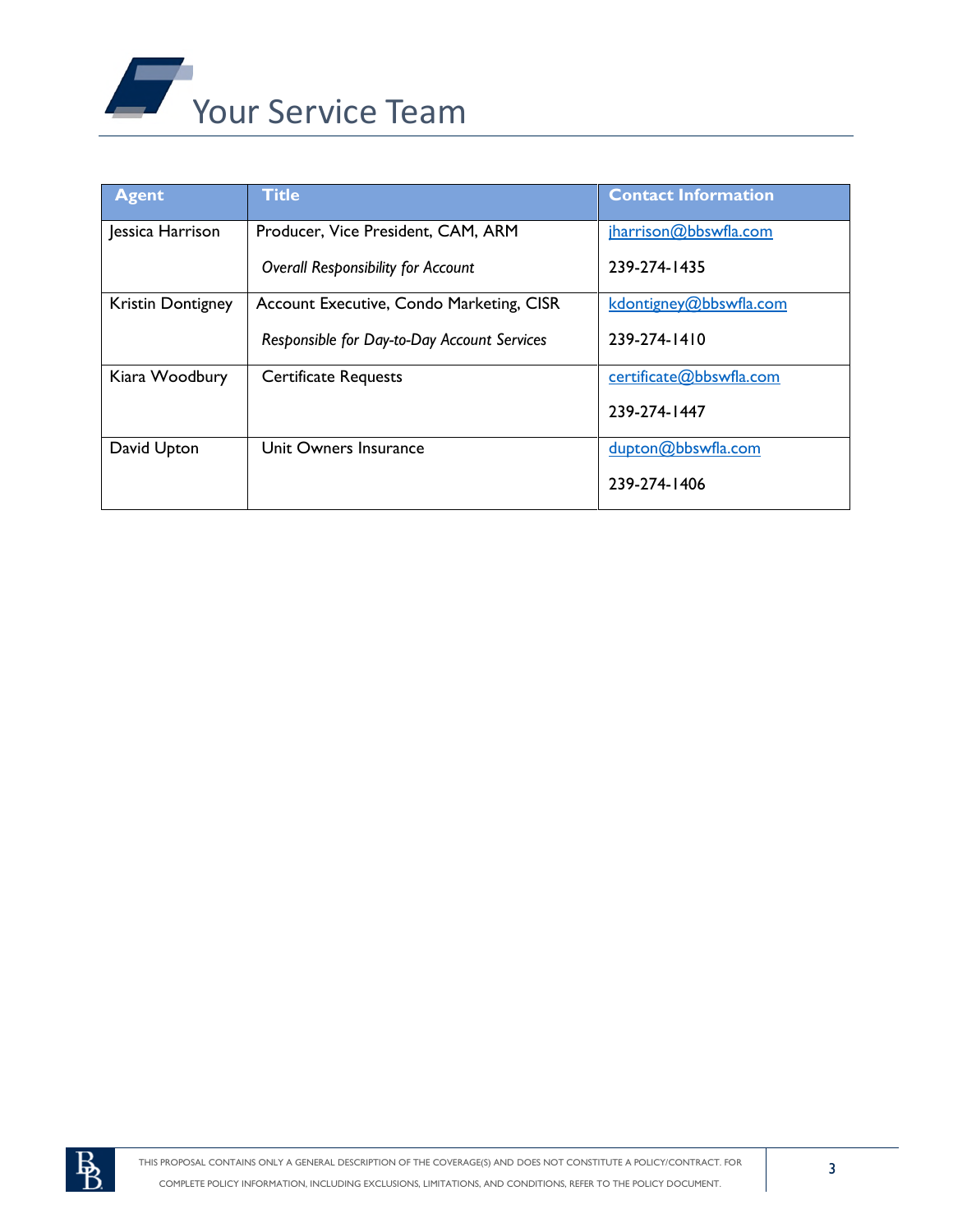# Your Service Team

| Agent | Title | Contact Information |
|---|---|---|
| Jessica Harrison | Producer, Vice President, CAM, ARM<br>*Overall Responsibility for Account* | jharrison@bbswfla.com<br>239-274-1435 |
| Kristin Dontigney | Account Executive, Condo Marketing, CISR<br>*Responsible for Day-to-Day Account Services* | kdontigney@bbswfla.com<br>239-274-1410 |
| Kiara Woodbury | Certificate Requests | certificate@bbswfla.com<br>239-274-1447 |
| David Upton | Unit Owners Insurance | dupton@bbswfla.com<br>239-274-1406 |

THIS PROPOSAL CONTAINS ONLY A GENERAL DESCRIPTION OF THE COVERAGE(S) AND DOES NOT CONSTITUTE A POLICY/CONTRACT. FOR COMPLETE POLICY INFORMATION, INCLUDING EXCLUSIONS, LIMITATIONS, AND CONDITIONS, REFER TO THE POLICY DOCUMENT.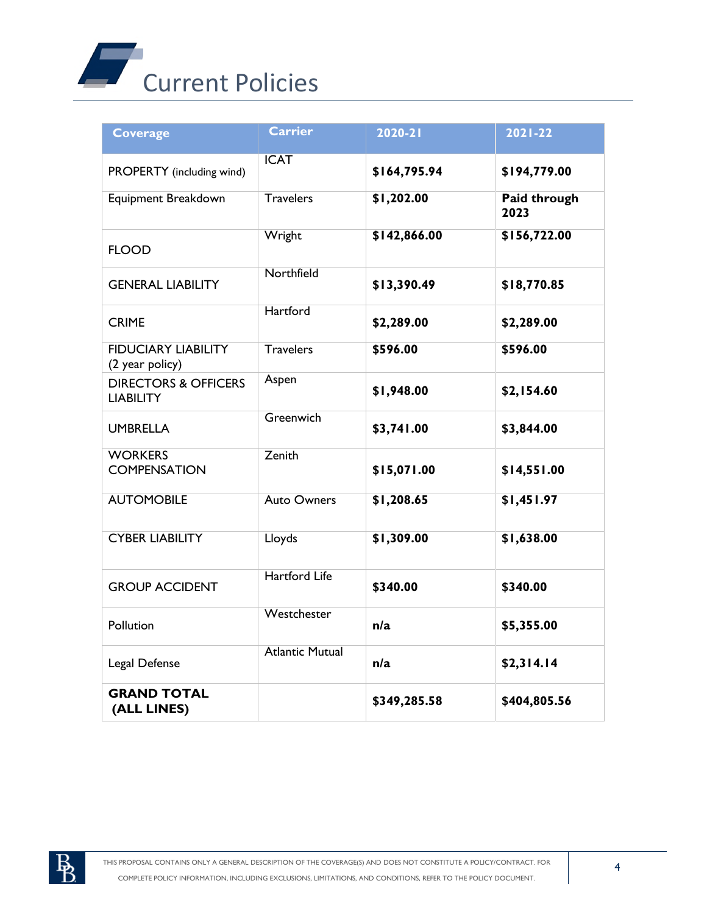# Current Policies

| Coverage | Carrier | 2020-21 | 2021-22 |
|---|---|---|---|
| PROPERTY (including wind) | ICAT | **$164,795.94** | **$194,779.00** |
| Equipment Breakdown | Travelers | **$1,202.00** | **Paid through 2023** |
| FLOOD | Wright | **$142,866.00** | **$156,722.00** |
| GENERAL LIABILITY | Northfield | **$13,390.49** | **$18,770.85** |
| CRIME | Hartford | **$2,289.00** | **$2,289.00** |
| FIDUCIARY LIABILITY (2 year policy) | Travelers | **$596.00** | **$596.00** |
| DIRECTORS & OFFICERS LIABILITY | Aspen | **$1,948.00** | **$2,154.60** |
| UMBRELLA | Greenwich | **$3,741.00** | **$3,844.00** |
| WORKERS COMPENSATION | Zenith | **$15,071.00** | **$14,551.00** |
| AUTOMOBILE | Auto Owners | **$1,208.65** | **$1,451.97** |
| CYBER LIABILITY | Lloyds | **$1,309.00** | **$1,638.00** |
| GROUP ACCIDENT | Hartford Life | **$340.00** | **$340.00** |
| Pollution | Westchester | **n/a** | **$5,355.00** |
| Legal Defense | Atlantic Mutual | **n/a** | **$2,314.14** |
| **GRAND TOTAL (ALL LINES)** | | **$349,285.58** | **$404,805.56** |

THIS PROPOSAL CONTAINS ONLY A GENERAL DESCRIPTION OF THE COVERAGE(S) AND DOES NOT CONSTITUTE A POLICY/CONTRACT. FOR COMPLETE POLICY INFORMATION, INCLUDING EXCLUSIONS, LIMITATIONS, AND CONDITIONS, REFER TO THE POLICY DOCUMENT.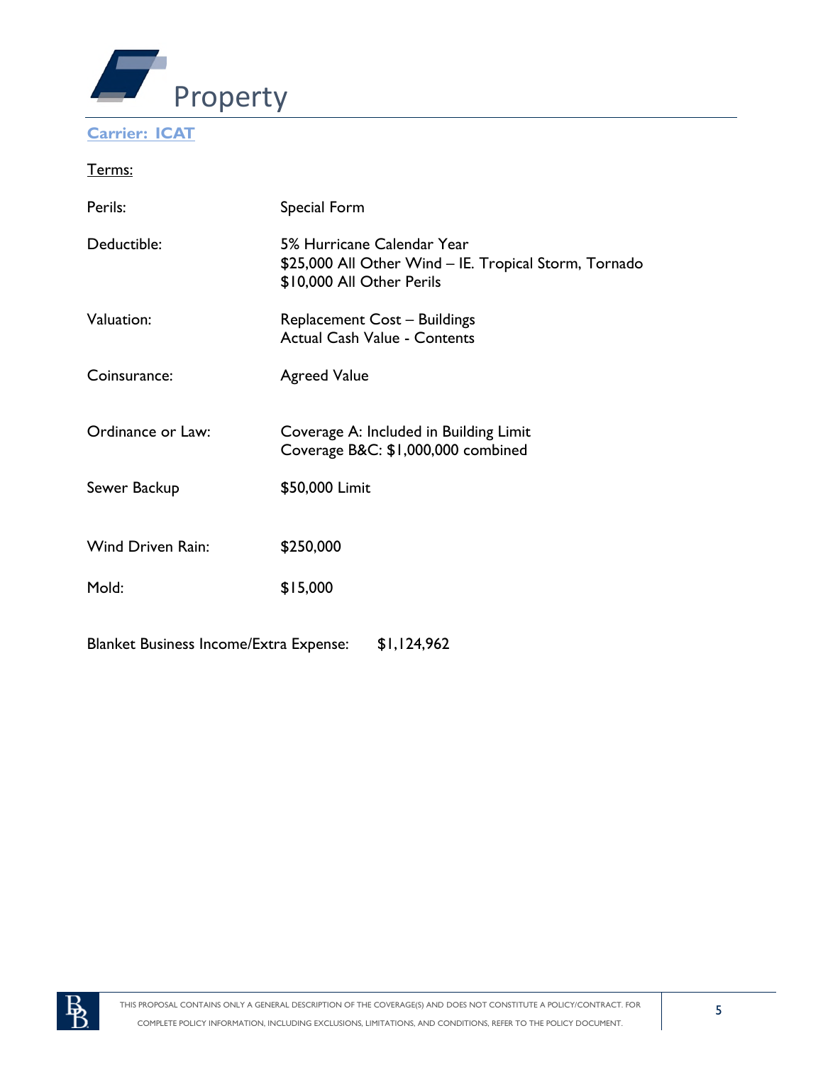# Property

**Carrier: ICAT**

Terms:

| | |
|---|---|
| Perils: | Special Form |
| Deductible: | 5% Hurricane Calendar Year<br>$25,000 All Other Wind – IE. Tropical Storm, Tornado<br>$10,000 All Other Perils |
| Valuation: | Replacement Cost – Buildings<br>Actual Cash Value - Contents |
| Coinsurance: | Agreed Value |
| Ordinance or Law: | Coverage A: Included in Building Limit<br>Coverage B&C: $1,000,000 combined |
| Sewer Backup | $50,000 Limit |
| Wind Driven Rain: | $250,000 |
| Mold: | $15,000 |

Blanket Business Income/Extra Expense: $1,124,962

THIS PROPOSAL CONTAINS ONLY A GENERAL DESCRIPTION OF THE COVERAGE(S) AND DOES NOT CONSTITUTE A POLICY/CONTRACT. FOR COMPLETE POLICY INFORMATION, INCLUDING EXCLUSIONS, LIMITATIONS, AND CONDITIONS, REFER TO THE POLICY DOCUMENT.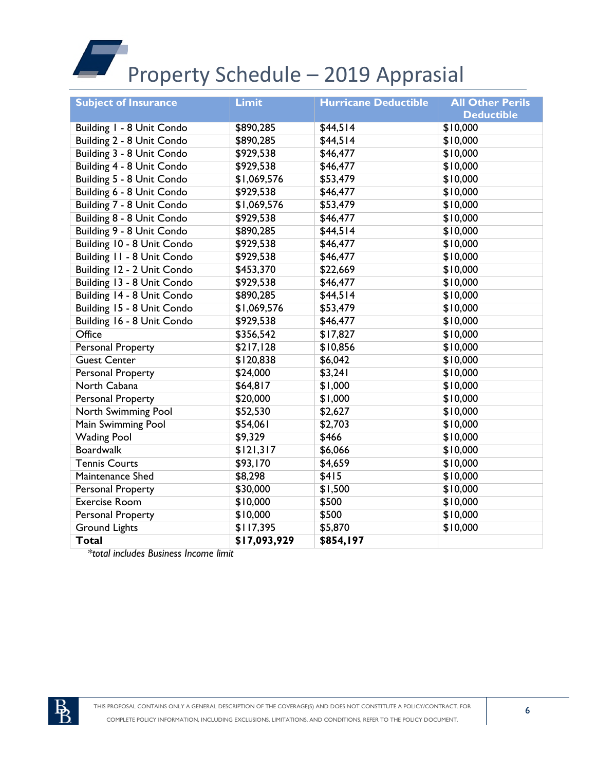# Property Schedule – 2019 Apprasial

| Subject of Insurance | Limit | Hurricane Deductible | All Other Perils Deductible |
|---|---|---|---|
| Building 1 - 8 Unit Condo | $890,285 | $44,514 | $10,000 |
| Building 2 - 8 Unit Condo | $890,285 | $44,514 | $10,000 |
| Building 3 - 8 Unit Condo | $929,538 | $46,477 | $10,000 |
| Building 4 - 8 Unit Condo | $929,538 | $46,477 | $10,000 |
| Building 5 - 8 Unit Condo | $1,069,576 | $53,479 | $10,000 |
| Building 6 - 8 Unit Condo | $929,538 | $46,477 | $10,000 |
| Building 7 - 8 Unit Condo | $1,069,576 | $53,479 | $10,000 |
| Building 8 - 8 Unit Condo | $929,538 | $46,477 | $10,000 |
| Building 9 - 8 Unit Condo | $890,285 | $44,514 | $10,000 |
| Building 10 - 8 Unit Condo | $929,538 | $46,477 | $10,000 |
| Building 11 - 8 Unit Condo | $929,538 | $46,477 | $10,000 |
| Building 12 - 2 Unit Condo | $453,370 | $22,669 | $10,000 |
| Building 13 - 8 Unit Condo | $929,538 | $46,477 | $10,000 |
| Building 14 - 8 Unit Condo | $890,285 | $44,514 | $10,000 |
| Building 15 - 8 Unit Condo | $1,069,576 | $53,479 | $10,000 |
| Building 16 - 8 Unit Condo | $929,538 | $46,477 | $10,000 |
| Office | $356,542 | $17,827 | $10,000 |
| Personal Property | $217,128 | $10,856 | $10,000 |
| Guest Center | $120,838 | $6,042 | $10,000 |
| Personal Property | $24,000 | $3,241 | $10,000 |
| North Cabana | $64,817 | $1,000 | $10,000 |
| Personal Property | $20,000 | $1,000 | $10,000 |
| North Swimming Pool | $52,530 | $2,627 | $10,000 |
| Main Swimming Pool | $54,061 | $2,703 | $10,000 |
| Wading Pool | $9,329 | $466 | $10,000 |
| Boardwalk | $121,317 | $6,066 | $10,000 |
| Tennis Courts | $93,170 | $4,659 | $10,000 |
| Maintenance Shed | $8,298 | $415 | $10,000 |
| Personal Property | $30,000 | $1,500 | $10,000 |
| Exercise Room | $10,000 | $500 | $10,000 |
| Personal Property | $10,000 | $500 | $10,000 |
| Ground Lights | $117,395 | $5,870 | $10,000 |
| **Total** | **$17,093,929** | **$854,197** | |

*\*total includes Business Income limit*

THIS PROPOSAL CONTAINS ONLY A GENERAL DESCRIPTION OF THE COVERAGE(S) AND DOES NOT CONSTITUTE A POLICY/CONTRACT. FOR COMPLETE POLICY INFORMATION, INCLUDING EXCLUSIONS, LIMITATIONS, AND CONDITIONS, REFER TO THE POLICY DOCUMENT.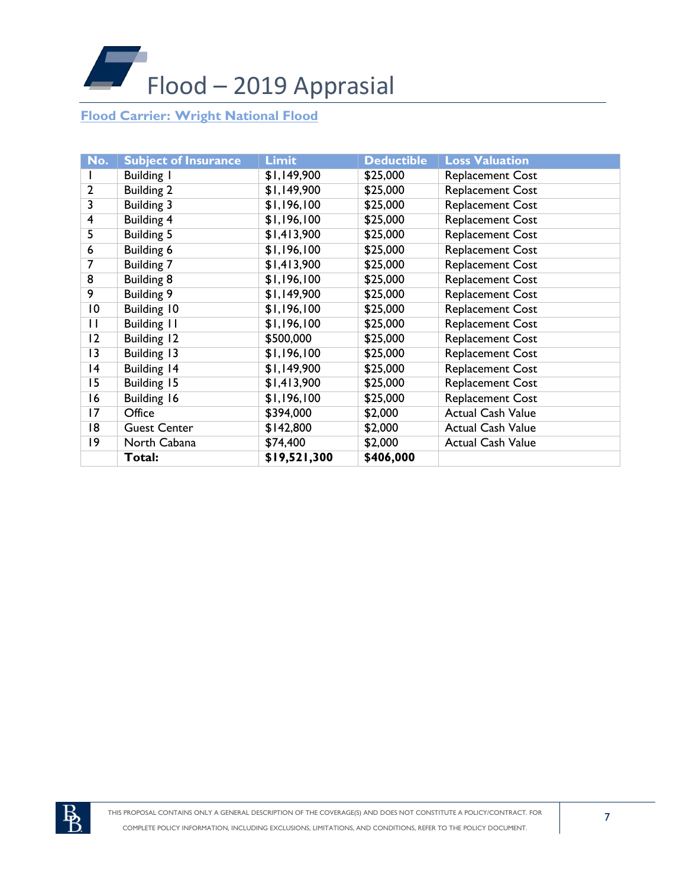# Flood – 2019 Apprasial

**Flood Carrier: Wright National Flood**

| No. | Subject of Insurance | Limit | Deductible | Loss Valuation |
|---|---|---|---|---|
| 1 | Building 1 | $1,149,900 | $25,000 | Replacement Cost |
| 2 | Building 2 | $1,149,900 | $25,000 | Replacement Cost |
| 3 | Building 3 | $1,196,100 | $25,000 | Replacement Cost |
| 4 | Building 4 | $1,196,100 | $25,000 | Replacement Cost |
| 5 | Building 5 | $1,413,900 | $25,000 | Replacement Cost |
| 6 | Building 6 | $1,196,100 | $25,000 | Replacement Cost |
| 7 | Building 7 | $1,413,900 | $25,000 | Replacement Cost |
| 8 | Building 8 | $1,196,100 | $25,000 | Replacement Cost |
| 9 | Building 9 | $1,149,900 | $25,000 | Replacement Cost |
| 10 | Building 10 | $1,196,100 | $25,000 | Replacement Cost |
| 11 | Building 11 | $1,196,100 | $25,000 | Replacement Cost |
| 12 | Building 12 | $500,000 | $25,000 | Replacement Cost |
| 13 | Building 13 | $1,196,100 | $25,000 | Replacement Cost |
| 14 | Building 14 | $1,149,900 | $25,000 | Replacement Cost |
| 15 | Building 15 | $1,413,900 | $25,000 | Replacement Cost |
| 16 | Building 16 | $1,196,100 | $25,000 | Replacement Cost |
| 17 | Office | $394,000 | $2,000 | Actual Cash Value |
| 18 | Guest Center | $142,800 | $2,000 | Actual Cash Value |
| 19 | North Cabana | $74,400 | $2,000 | Actual Cash Value |
| | **Total:** | **$19,521,300** | **$406,000** | |

THIS PROPOSAL CONTAINS ONLY A GENERAL DESCRIPTION OF THE COVERAGE(S) AND DOES NOT CONSTITUTE A POLICY/CONTRACT. FOR COMPLETE POLICY INFORMATION, INCLUDING EXCLUSIONS, LIMITATIONS, AND CONDITIONS, REFER TO THE POLICY DOCUMENT.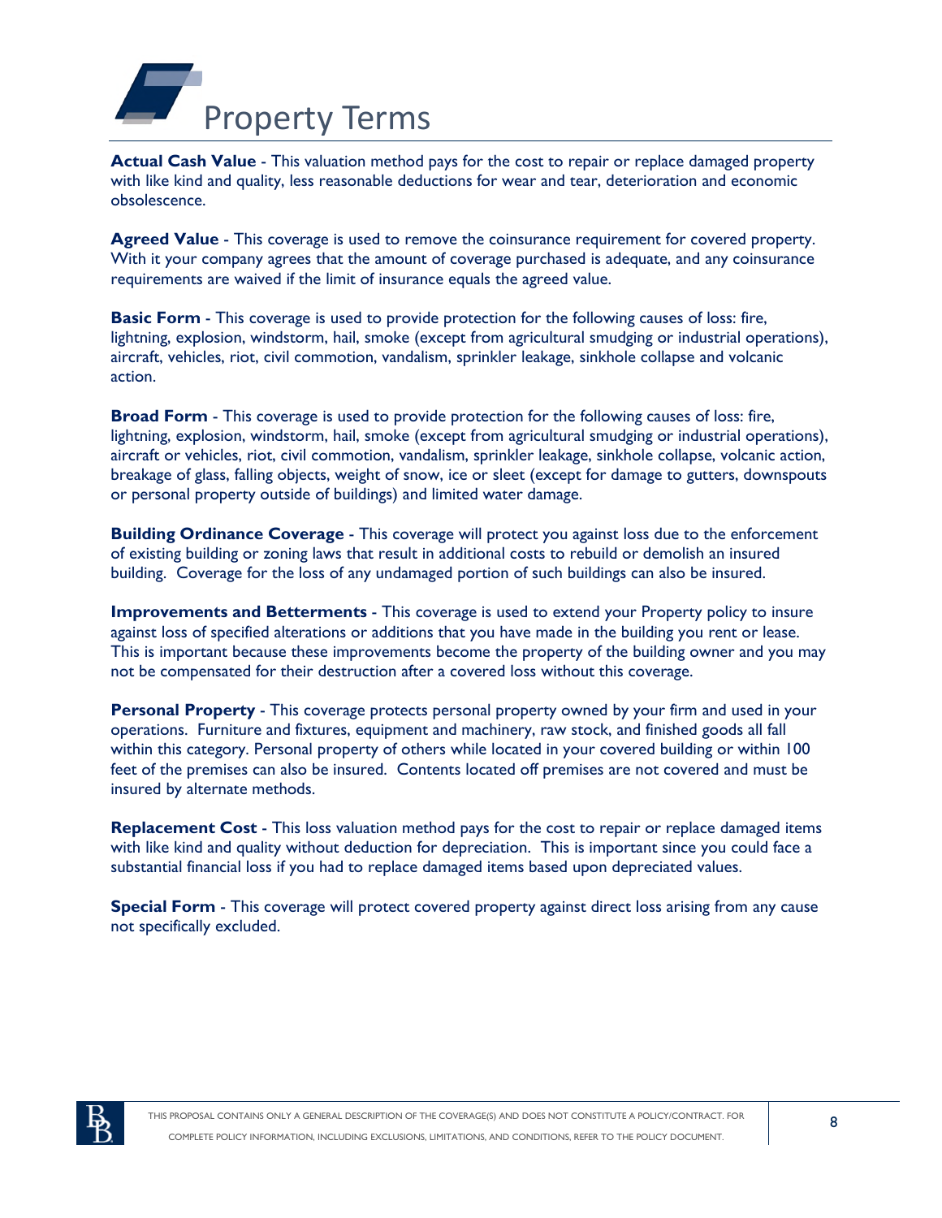# Property Terms

**Actual Cash Value** - This valuation method pays for the cost to repair or replace damaged property with like kind and quality, less reasonable deductions for wear and tear, deterioration and economic obsolescence.

**Agreed Value** - This coverage is used to remove the coinsurance requirement for covered property. With it your company agrees that the amount of coverage purchased is adequate, and any coinsurance requirements are waived if the limit of insurance equals the agreed value.

**Basic Form** - This coverage is used to provide protection for the following causes of loss: fire, lightning, explosion, windstorm, hail, smoke (except from agricultural smudging or industrial operations), aircraft, vehicles, riot, civil commotion, vandalism, sprinkler leakage, sinkhole collapse and volcanic action.

**Broad Form** - This coverage is used to provide protection for the following causes of loss: fire, lightning, explosion, windstorm, hail, smoke (except from agricultural smudging or industrial operations), aircraft or vehicles, riot, civil commotion, vandalism, sprinkler leakage, sinkhole collapse, volcanic action, breakage of glass, falling objects, weight of snow, ice or sleet (except for damage to gutters, downspouts or personal property outside of buildings) and limited water damage.

**Building Ordinance Coverage** - This coverage will protect you against loss due to the enforcement of existing building or zoning laws that result in additional costs to rebuild or demolish an insured building. Coverage for the loss of any undamaged portion of such buildings can also be insured.

**Improvements and Betterments** - This coverage is used to extend your Property policy to insure against loss of specified alterations or additions that you have made in the building you rent or lease. This is important because these improvements become the property of the building owner and you may not be compensated for their destruction after a covered loss without this coverage.

**Personal Property** - This coverage protects personal property owned by your firm and used in your operations. Furniture and fixtures, equipment and machinery, raw stock, and finished goods all fall within this category. Personal property of others while located in your covered building or within 100 feet of the premises can also be insured. Contents located off premises are not covered and must be insured by alternate methods.

**Replacement Cost** - This loss valuation method pays for the cost to repair or replace damaged items with like kind and quality without deduction for depreciation. This is important since you could face a substantial financial loss if you had to replace damaged items based upon depreciated values.

**Special Form** - This coverage will protect covered property against direct loss arising from any cause not specifically excluded.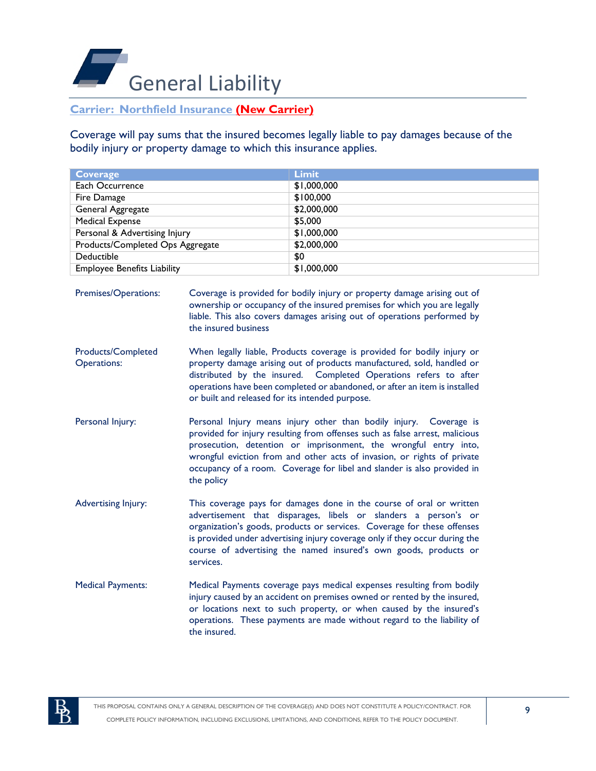# General Liability

**Carrier: Northfield Insurance (New Carrier)**

Coverage will pay sums that the insured becomes legally liable to pay damages because of the bodily injury or property damage to which this insurance applies.

| Coverage | Limit |
|---|---|
| Each Occurrence | $1,000,000 |
| Fire Damage | $100,000 |
| General Aggregate | $2,000,000 |
| Medical Expense | $5,000 |
| Personal & Advertising Injury | $1,000,000 |
| Products/Completed Ops Aggregate | $2,000,000 |
| Deductible | $0 |
| Employee Benefits Liability | $1,000,000 |

**Premises/Operations:** Coverage is provided for bodily injury or property damage arising out of ownership or occupancy of the insured premises for which you are legally liable. This also covers damages arising out of operations performed by the insured business

**Products/Completed Operations:** When legally liable, Products coverage is provided for bodily injury or property damage arising out of products manufactured, sold, handled or distributed by the insured. Completed Operations refers to after operations have been completed or abandoned, or after an item is installed or built and released for its intended purpose.

**Personal Injury:** Personal Injury means injury other than bodily injury. Coverage is provided for injury resulting from offenses such as false arrest, malicious prosecution, detention or imprisonment, the wrongful entry into, wrongful eviction from and other acts of invasion, or rights of private occupancy of a room. Coverage for libel and slander is also provided in the policy

**Advertising Injury:** This coverage pays for damages done in the course of oral or written advertisement that disparages, libels or slanders a person's or organization's goods, products or services. Coverage for these offenses is provided under advertising injury coverage only if they occur during the course of advertising the named insured's own goods, products or services.

**Medical Payments:** Medical Payments coverage pays medical expenses resulting from bodily injury caused by an accident on premises owned or rented by the insured, or locations next to such property, or when caused by the insured's operations. These payments are made without regard to the liability of the insured.

THIS PROPOSAL CONTAINS ONLY A GENERAL DESCRIPTION OF THE COVERAGE(S) AND DOES NOT CONSTITUTE A POLICY/CONTRACT. FOR COMPLETE POLICY INFORMATION, INCLUDING EXCLUSIONS, LIMITATIONS, AND CONDITIONS, REFER TO THE POLICY DOCUMENT.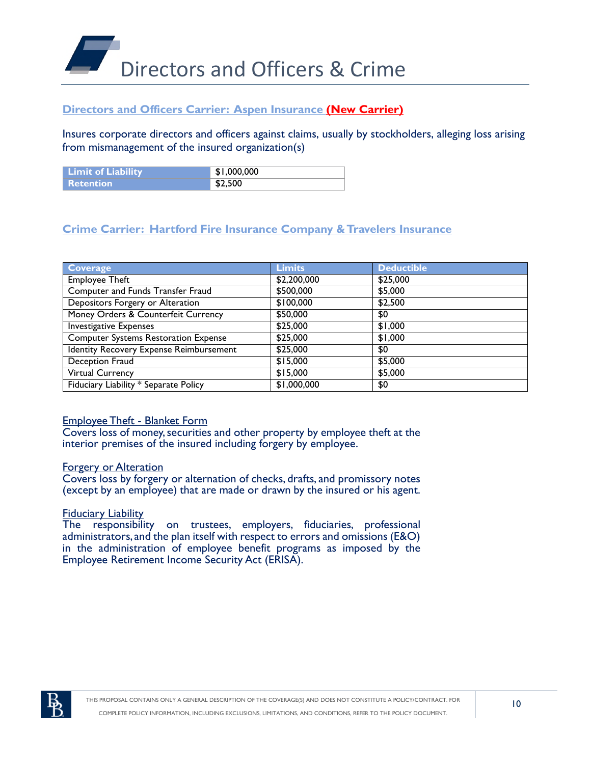# Directors and Officers & Crime

**Directors and Officers Carrier: Aspen Insurance (New Carrier)**

Insures corporate directors and officers against claims, usually by stockholders, alleging loss arising from mismanagement of the insured organization(s)

| Limit of Liability | $1,000,000 |
|---|---|
| Retention | $2,500 |

**Crime Carrier: Hartford Fire Insurance Company & Travelers Insurance**

| Coverage | Limits | Deductible |
|---|---|---|
| Employee Theft | $2,200,000 | $25,000 |
| Computer and Funds Transfer Fraud | $500,000 | $5,000 |
| Depositors Forgery or Alteration | $100,000 | $2,500 |
| Money Orders & Counterfeit Currency | $50,000 | $0 |
| Investigative Expenses | $25,000 | $1,000 |
| Computer Systems Restoration Expense | $25,000 | $1,000 |
| Identity Recovery Expense Reimbursement | $25,000 | $0 |
| Deception Fraud | $15,000 | $5,000 |
| Virtual Currency | $15,000 | $5,000 |
| Fiduciary Liability * Separate Policy | $1,000,000 | $0 |

Employee Theft - Blanket Form
Covers loss of money, securities and other property by employee theft at the interior premises of the insured including forgery by employee.

Forgery or Alteration
Covers loss by forgery or alternation of checks, drafts, and promissory notes (except by an employee) that are made or drawn by the insured or his agent.

Fiduciary Liability
The responsibility on trustees, employers, fiduciaries, professional administrators, and the plan itself with respect to errors and omissions (E&O) in the administration of employee benefit programs as imposed by the Employee Retirement Income Security Act (ERISA).

THIS PROPOSAL CONTAINS ONLY A GENERAL DESCRIPTION OF THE COVERAGE(S) AND DOES NOT CONSTITUTE A POLICY/CONTRACT. FOR COMPLETE POLICY INFORMATION, INCLUDING EXCLUSIONS, LIMITATIONS, AND CONDITIONS, REFER TO THE POLICY DOCUMENT.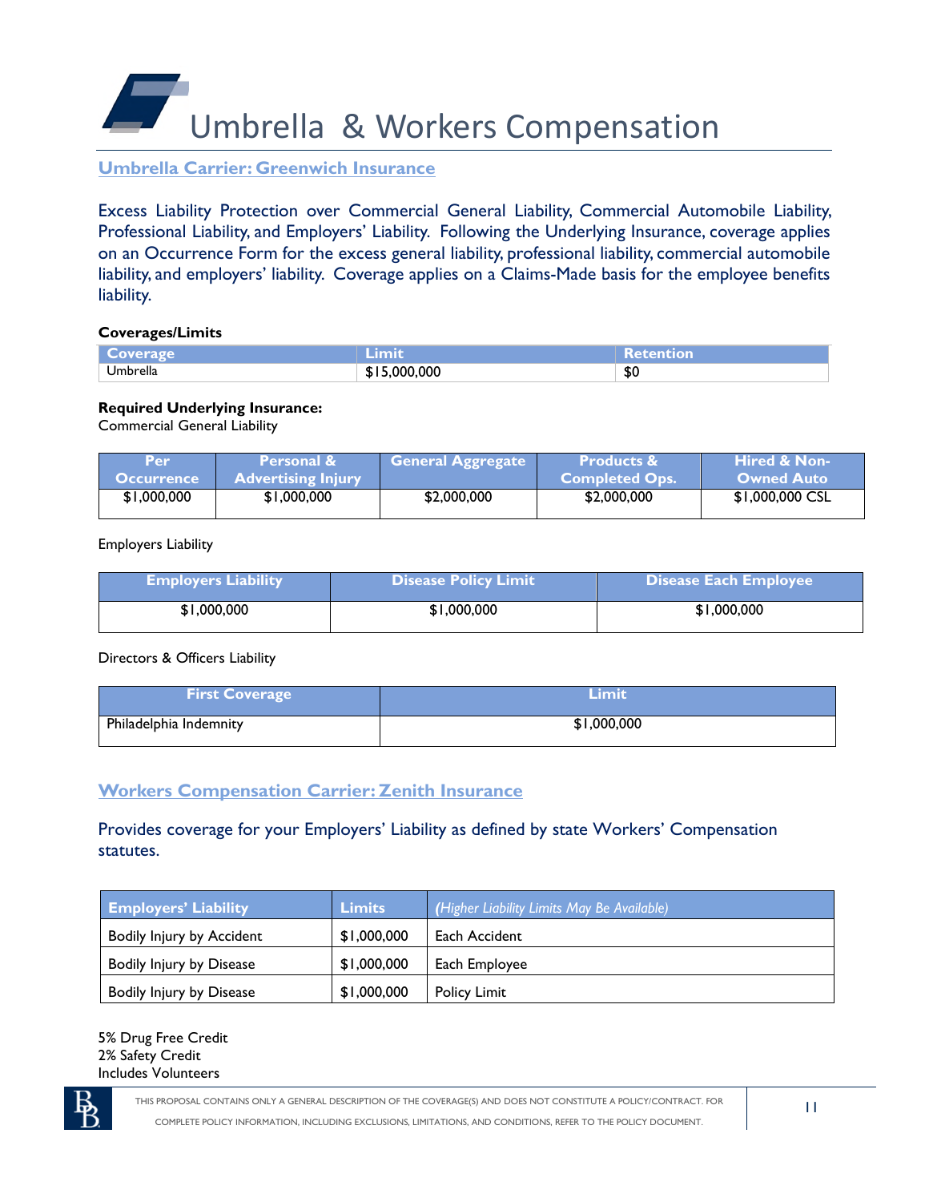# Umbrella & Workers Compensation

## Umbrella Carrier: Greenwich Insurance

Excess Liability Protection over Commercial General Liability, Commercial Automobile Liability, Professional Liability, and Employers' Liability. Following the Underlying Insurance, coverage applies on an Occurrence Form for the excess general liability, professional liability, commercial automobile liability, and employers' liability. Coverage applies on a Claims-Made basis for the employee benefits liability.

**Coverages/Limits**

| Coverage | Limit | Retention |
|---|---|---|
| Umbrella | $15,000,000 | $0 |

**Required Underlying Insurance:**

Commercial General Liability

| Per Occurrence | Personal & Advertising Injury | General Aggregate | Products & Completed Ops. | Hired & Non-Owned Auto |
|---|---|---|---|---|
| $1,000,000 | $1,000,000 | $2,000,000 | $2,000,000 | $1,000,000 CSL |

Employers Liability

| Employers Liability | Disease Policy Limit | Disease Each Employee |
|---|---|---|
| $1,000,000 | $1,000,000 | $1,000,000 |

Directors & Officers Liability

| First Coverage | Limit |
|---|---|
| Philadelphia Indemnity | $1,000,000 |

## Workers Compensation Carrier: Zenith Insurance

Provides coverage for your Employers' Liability as defined by state Workers' Compensation statutes.

| Employers' Liability | Limits | *(Higher Liability Limits May Be Available)* |
|---|---|---|
| Bodily Injury by Accident | $1,000,000 | Each Accident |
| Bodily Injury by Disease | $1,000,000 | Each Employee |
| Bodily Injury by Disease | $1,000,000 | Policy Limit |

5% Drug Free Credit
2% Safety Credit
Includes Volunteers

THIS PROPOSAL CONTAINS ONLY A GENERAL DESCRIPTION OF THE COVERAGE(S) AND DOES NOT CONSTITUTE A POLICY/CONTRACT. FOR COMPLETE POLICY INFORMATION, INCLUDING EXCLUSIONS, LIMITATIONS, AND CONDITIONS, REFER TO THE POLICY DOCUMENT.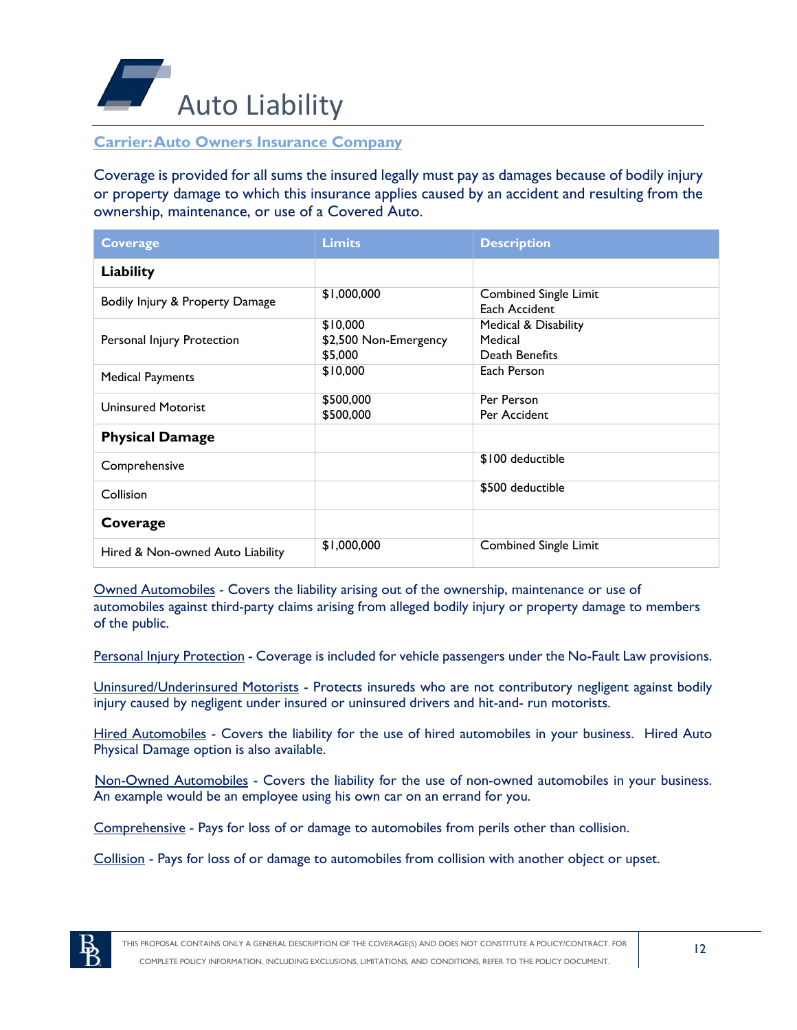# Auto Liability

**Carrier: Auto Owners Insurance Company**

Coverage is provided for all sums the insured legally must pay as damages because of bodily injury or property damage to which this insurance applies caused by an accident and resulting from the ownership, maintenance, or use of a Covered Auto.

| Coverage | Limits | Description |
|---|---|---|
| **Liability** | | |
| Bodily Injury & Property Damage | $1,000,000 | Combined Single Limit<br>Each Accident |
| Personal Injury Protection | $10,000<br>$2,500 Non-Emergency<br>$5,000 | Medical & Disability<br>Medical<br>Death Benefits |
| Medical Payments | $10,000 | Each Person |
| Uninsured Motorist | $500,000<br>$500,000 | Per Person<br>Per Accident |
| **Physical Damage** | | |
| Comprehensive | | $100 deductible |
| Collision | | $500 deductible |
| **Coverage** | | |
| Hired & Non-owned Auto Liability | $1,000,000 | Combined Single Limit |

Owned Automobiles - Covers the liability arising out of the ownership, maintenance or use of automobiles against third-party claims arising from alleged bodily injury or property damage to members of the public.

Personal Injury Protection - Coverage is included for vehicle passengers under the No-Fault Law provisions.

Uninsured/Underinsured Motorists - Protects insureds who are not contributory negligent against bodily injury caused by negligent under insured or uninsured drivers and hit-and- run motorists.

Hired Automobiles - Covers the liability for the use of hired automobiles in your business. Hired Auto Physical Damage option is also available.

Non-Owned Automobiles - Covers the liability for the use of non-owned automobiles in your business. An example would be an employee using his own car on an errand for you.

Comprehensive - Pays for loss of or damage to automobiles from perils other than collision.

Collision - Pays for loss of or damage to automobiles from collision with another object or upset.

THIS PROPOSAL CONTAINS ONLY A GENERAL DESCRIPTION OF THE COVERAGE(S) AND DOES NOT CONSTITUTE A POLICY/CONTRACT. FOR COMPLETE POLICY INFORMATION, INCLUDING EXCLUSIONS, LIMITATIONS, AND CONDITIONS, REFER TO THE POLICY DOCUMENT.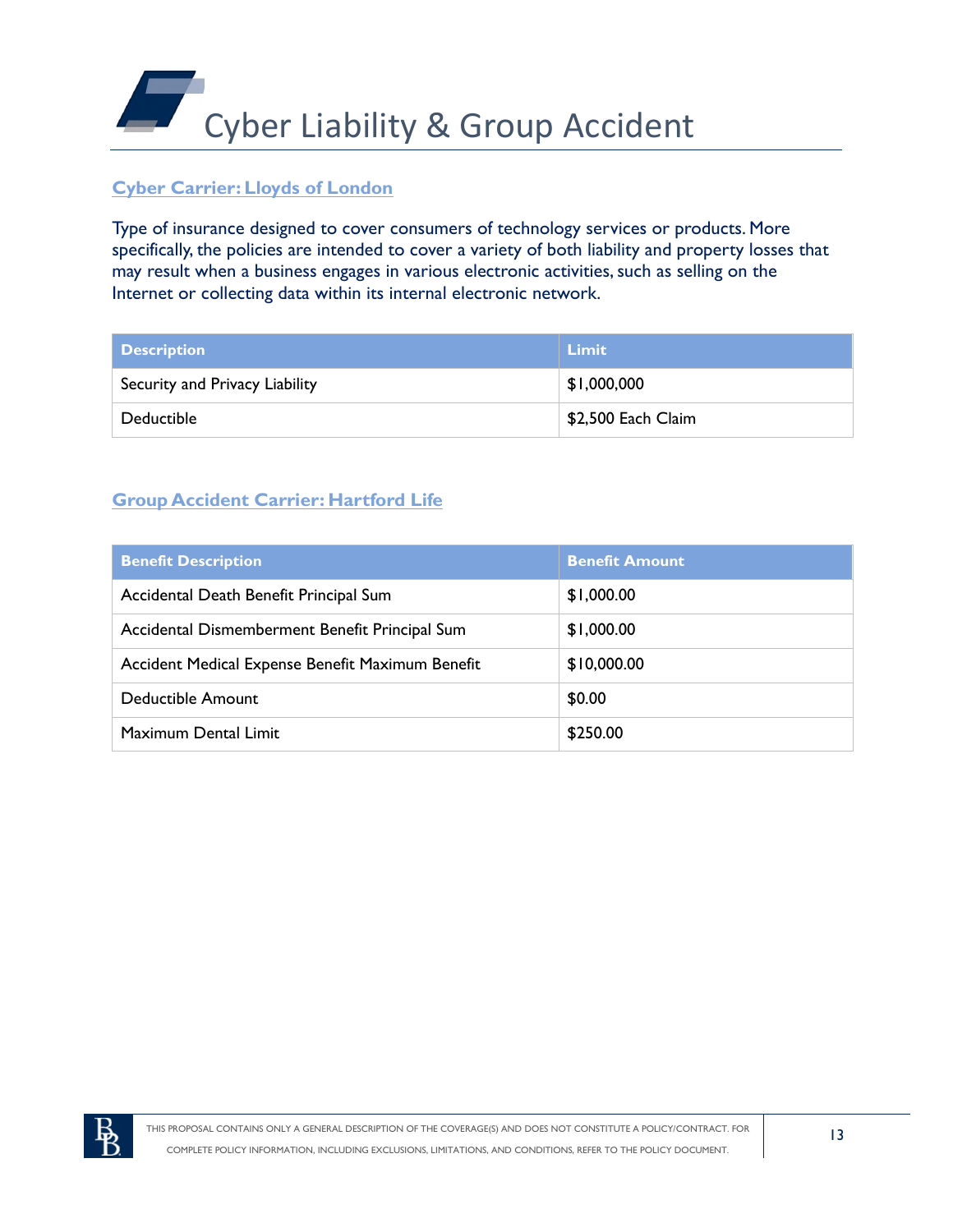# Cyber Liability & Group Accident

## Cyber Carrier: Lloyds of London

Type of insurance designed to cover consumers of technology services or products. More specifically, the policies are intended to cover a variety of both liability and property losses that may result when a business engages in various electronic activities, such as selling on the Internet or collecting data within its internal electronic network.

| Description | Limit |
| --- | --- |
| Security and Privacy Liability | $1,000,000 |
| Deductible | $2,500 Each Claim |

## Group Accident Carrier: Hartford Life

| Benefit Description | Benefit Amount |
| --- | --- |
| Accidental Death Benefit Principal Sum | $1,000.00 |
| Accidental Dismemberment Benefit Principal Sum | $1,000.00 |
| Accident Medical Expense Benefit Maximum Benefit | $10,000.00 |
| Deductible Amount | $0.00 |
| Maximum Dental Limit | $250.00 |

THIS PROPOSAL CONTAINS ONLY A GENERAL DESCRIPTION OF THE COVERAGE(S) AND DOES NOT CONSTITUTE A POLICY/CONTRACT. FOR COMPLETE POLICY INFORMATION, INCLUDING EXCLUSIONS, LIMITATIONS, AND CONDITIONS, REFER TO THE POLICY DOCUMENT.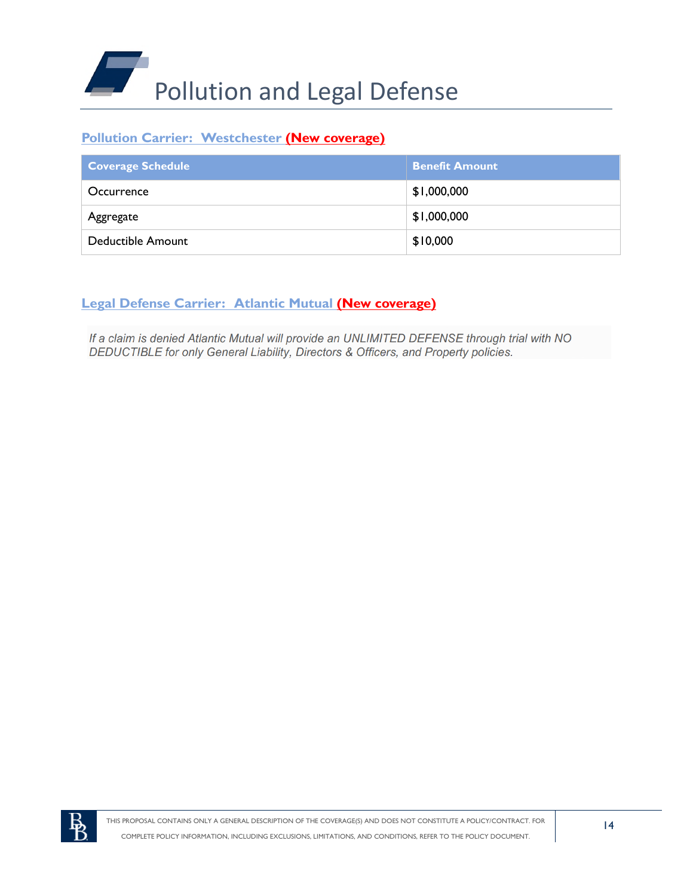# Pollution and Legal Defense

### Pollution Carrier: Westchester **(New coverage)**

| Coverage Schedule | Benefit Amount |
| --- | --- |
| Occurrence | $1,000,000 |
| Aggregate | $1,000,000 |
| Deductible Amount | $10,000 |

### Legal Defense Carrier: Atlantic Mutual **(New coverage)**

*If a claim is denied Atlantic Mutual will provide an UNLIMITED DEFENSE through trial with NO DEDUCTIBLE for only General Liability, Directors & Officers, and Property policies.*

THIS PROPOSAL CONTAINS ONLY A GENERAL DESCRIPTION OF THE COVERAGE(S) AND DOES NOT CONSTITUTE A POLICY/CONTRACT. FOR COMPLETE POLICY INFORMATION, INCLUDING EXCLUSIONS, LIMITATIONS, AND CONDITIONS, REFER TO THE POLICY DOCUMENT.